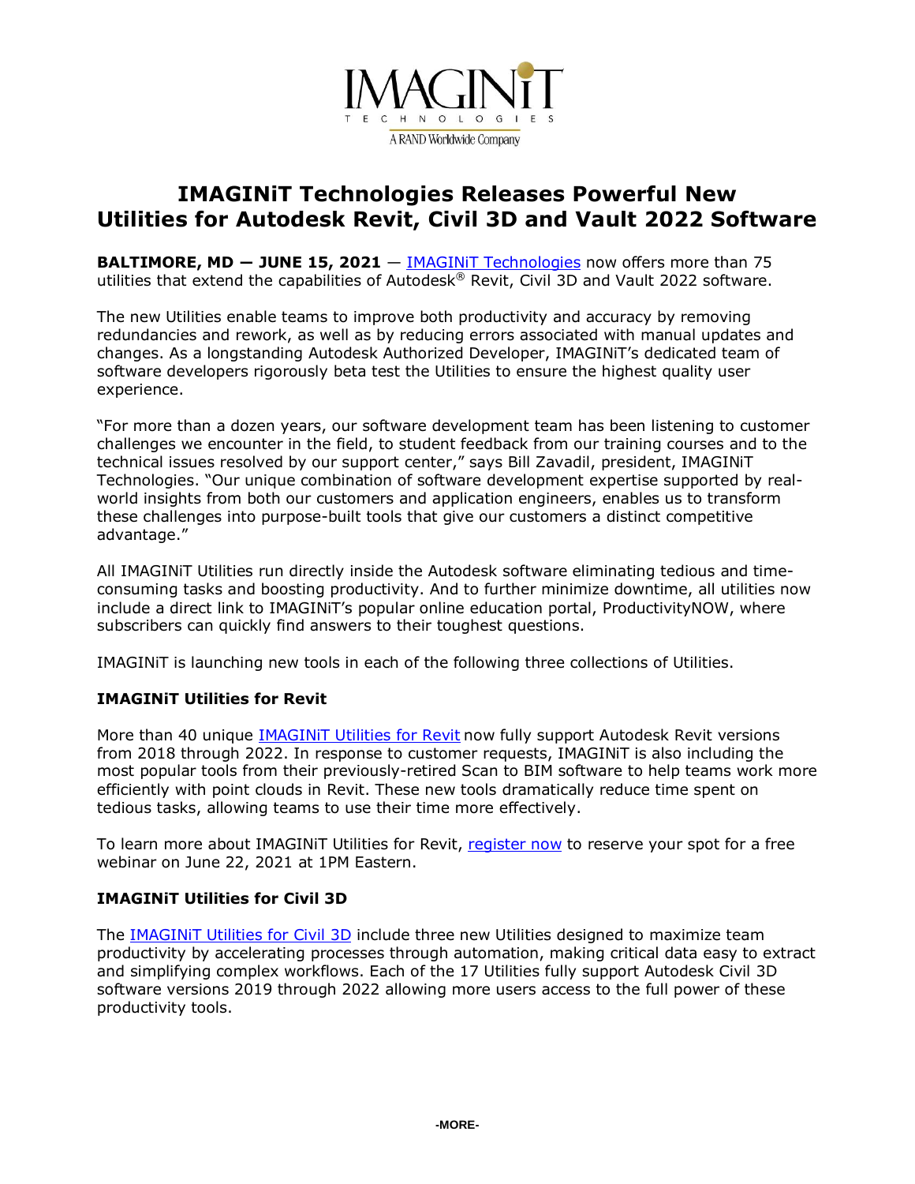IMAGINiT TECHNOLOGIES
A RAND Worldwide Company

# IMAGINiT Technologies Releases Powerful New Utilities for Autodesk Revit, Civil 3D and Vault 2022 Software

**BALTIMORE, MD — JUNE 15, 2021** — IMAGINiT Technologies now offers more than 75 utilities that extend the capabilities of Autodesk® Revit, Civil 3D and Vault 2022 software.

The new Utilities enable teams to improve both productivity and accuracy by removing redundancies and rework, as well as by reducing errors associated with manual updates and changes. As a longstanding Autodesk Authorized Developer, IMAGINiT's dedicated team of software developers rigorously beta test the Utilities to ensure the highest quality user experience.

"For more than a dozen years, our software development team has been listening to customer challenges we encounter in the field, to student feedback from our training courses and to the technical issues resolved by our support center," says Bill Zavadil, president, IMAGINiT Technologies. "Our unique combination of software development expertise supported by real-world insights from both our customers and application engineers, enables us to transform these challenges into purpose-built tools that give our customers a distinct competitive advantage."

All IMAGINiT Utilities run directly inside the Autodesk software eliminating tedious and time-consuming tasks and boosting productivity. And to further minimize downtime, all utilities now include a direct link to IMAGINiT's popular online education portal, ProductivityNOW, where subscribers can quickly find answers to their toughest questions.

IMAGINiT is launching new tools in each of the following three collections of Utilities.

### IMAGINiT Utilities for Revit

More than 40 unique IMAGINiT Utilities for Revit now fully support Autodesk Revit versions from 2018 through 2022. In response to customer requests, IMAGINiT is also including the most popular tools from their previously-retired Scan to BIM software to help teams work more efficiently with point clouds in Revit. These new tools dramatically reduce time spent on tedious tasks, allowing teams to use their time more effectively.

To learn more about IMAGINiT Utilities for Revit, register now to reserve your spot for a free webinar on June 22, 2021 at 1PM Eastern.

### IMAGINiT Utilities for Civil 3D

The IMAGINiT Utilities for Civil 3D include three new Utilities designed to maximize team productivity by accelerating processes through automation, making critical data easy to extract and simplifying complex workflows. Each of the 17 Utilities fully support Autodesk Civil 3D software versions 2019 through 2022 allowing more users access to the full power of these productivity tools.

-MORE-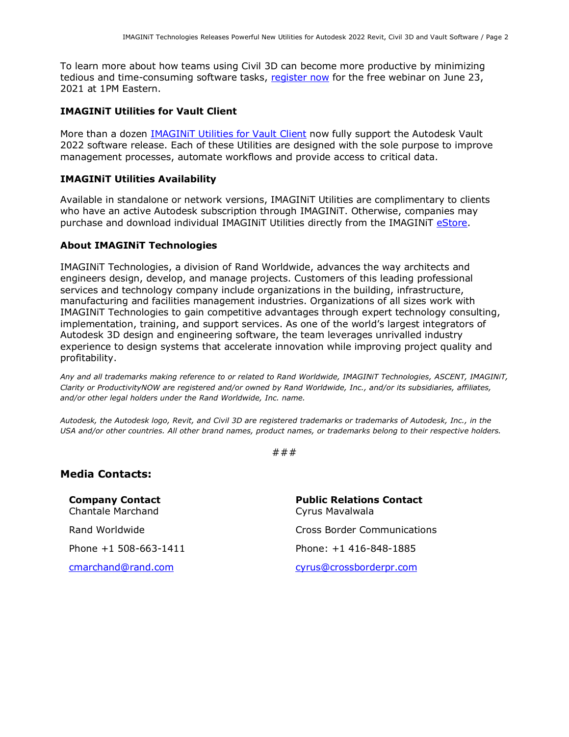To learn more about how teams using Civil 3D can become more productive by minimizing tedious and time-consuming software tasks, register now for the free webinar on June 23, 2021 at 1PM Eastern.

### IMAGINiT Utilities for Vault Client

More than a dozen IMAGINiT Utilities for Vault Client now fully support the Autodesk Vault 2022 software release. Each of these Utilities are designed with the sole purpose to improve management processes, automate workflows and provide access to critical data.

### IMAGINiT Utilities Availability

Available in standalone or network versions, IMAGINiT Utilities are complimentary to clients who have an active Autodesk subscription through IMAGINiT. Otherwise, companies may purchase and download individual IMAGINiT Utilities directly from the IMAGINiT eStore.

### About IMAGINiT Technologies

IMAGINiT Technologies, a division of Rand Worldwide, advances the way architects and engineers design, develop, and manage projects. Customers of this leading professional services and technology company include organizations in the building, infrastructure, manufacturing and facilities management industries. Organizations of all sizes work with IMAGINiT Technologies to gain competitive advantages through expert technology consulting, implementation, training, and support services. As one of the world's largest integrators of Autodesk 3D design and engineering software, the team leverages unrivalled industry experience to design systems that accelerate innovation while improving project quality and profitability.

*Any and all trademarks making reference to or related to Rand Worldwide, IMAGINiT Technologies, ASCENT, IMAGINiT, Clarity or ProductivityNOW are registered and/or owned by Rand Worldwide, Inc., and/or its subsidiaries, affiliates, and/or other legal holders under the Rand Worldwide, Inc. name.*

*Autodesk, the Autodesk logo, Revit, and Civil 3D are registered trademarks or trademarks of Autodesk, Inc., in the USA and/or other countries. All other brand names, product names, or trademarks belong to their respective holders.*

###

## Media Contacts:

**Company Contact**
Chantale Marchand

Rand Worldwide

Phone +1 508-663-1411

cmarchand@rand.com

**Public Relations Contact**
Cyrus Mavalwala

Cross Border Communications

Phone: +1 416-848-1885

cyrus@crossborderpr.com